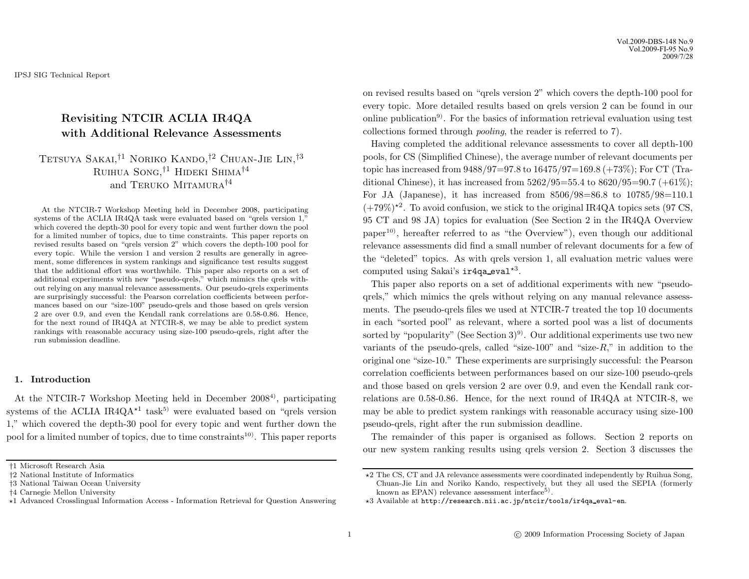# Revisiting NTCIR ACLIA IR4QA with Additional Relevance Assessments

Tetsuya Sakai,[†1] Noriko Kando,[†2] Chuan-Jie Lin,[†3] Ruihua Song,[†1] Hideki Shima[†4] and Teruko Mitamura[†4]

At the NTCIR-7 Workshop Meeting held in December 2008, participating systems of the ACLIA IR4QA task were evaluated based on "qrels version 1," which covered the depth-30 pool for every topic and went further down the pool for a limited number of topics, due to time constraints. This paper reports on revised results based on "qrels version 2" which covers the depth-100 pool for every topic. While the version 1 and version 2 results are generally in agreement, some differences in system rankings and significance test results suggest that the additional effort was worthwhile. This paper also reports on a set of additional experiments with new "pseudo-qrels," which mimics the qrels without relying on any manual relevance assessments. Our pseudo-qrels experiments are surprisingly successful: the Pearson correlation coefficients between performances based on our "size-100" pseudo-qrels and those based on qrels version 2 are over 0.9, and even the Kendall rank correlations are 0.58-0.86. Hence, for the next round of IR4QA at NTCIR-8, we may be able to predict system rankings with reasonable accuracy using size-100 pseudo-qrels, right after the run submission deadline.

## 1. Introduction

At the NTCIR-7 Workshop Meeting held in December 2008[4)], participating systems of the ACLIA IR4QA[⋆1] task[5)] were evaluated based on "qrels version 1," which covered the depth-30 pool for every topic and went further down the pool for a limited number of topics, due to time constraints[10)]. This paper reports on revised results based on "qrels version 2" which covers the depth-100 pool for every topic. More detailed results based on qrels version 2 can be found in our online publication[9)]. For the basics of information retrieval evaluation using test collections formed through *pooling*, the reader is referred to 7).

Having completed the additional relevance assessments to cover all depth-100 pools, for CS (Simplified Chinese), the average number of relevant documents per topic has increased from 9488/97=97.8 to 16475/97=169.8 (+73%); For CT (Traditional Chinese), it has increased from 5262/95=55.4 to 8620/95=90.7 (+61%); For JA (Japanese), it has increased from 8506/98=86.8 to 10785/98=110.1 (+79%)[⋆2]. To avoid confusion, we stick to the original IR4QA topics sets (97 CS, 95 CT and 98 JA) topics for evaluation (See Section 2 in the IR4QA Overview paper[10)], hereafter referred to as "the Overview"), even though our additional relevance assessments did find a small number of relevant documents for a few of the "deleted" topics. As with qrels version 1, all evaluation metric values were computed using Sakai's `ir4qa_eval`[⋆3].

This paper also reports on a set of additional experiments with new "pseudo-qrels," which mimics the qrels without relying on any manual relevance assessments. The pseudo-qrels files we used at NTCIR-7 treated the top 10 documents in each "sorted pool" as relevant, where a sorted pool was a list of documents sorted by "popularity" (See Section 3)[9)]. Our additional experiments use two new variants of the pseudo-qrels, called "size-100" and "size-$R$," in addition to the original one "size-10." These experiments are surprisingly successful: the Pearson correlation coefficients between performances based on our size-100 pseudo-qrels and those based on qrels version 2 are over 0.9, and even the Kendall rank correlations are 0.58-0.86. Hence, for the next round of IR4QA at NTCIR-8, we may be able to predict system rankings with reasonable accuracy using size-100 pseudo-qrels, right after the run submission deadline.

The remainder of this paper is organised as follows. Section 2 reports on our new system ranking results using qrels version 2. Section 3 discusses the

---

†1 Microsoft Research Asia
†2 National Institute of Informatics
†3 National Taiwan Ocean University
†4 Carnegie Mellon University
⋆1 Advanced Crosslingual Information Access - Information Retrieval for Question Answering

⋆2 The CS, CT and JA relevance assessments were coordinated independently by Ruihua Song, Chuan-Jie Lin and Noriko Kando, respectively, but they all used the SEPIA (formerly known as EPAN) relevance assessment interface[5)].
⋆3 Available at http://research.nii.ac.jp/ntcir/tools/ir4qa_eval-en.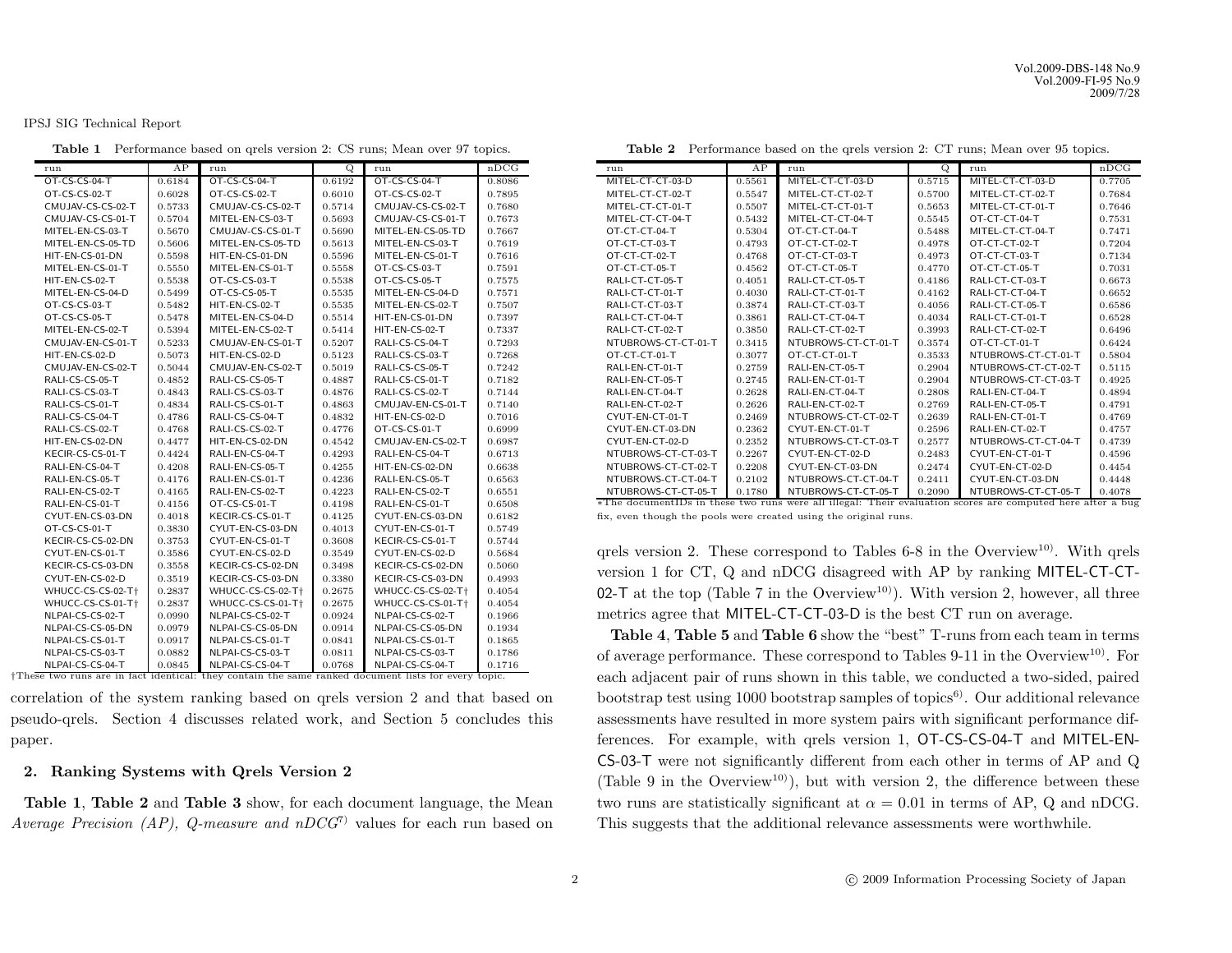**Table 1** Performance based on qrels version 2: CS runs; Mean over 97 topics.

| run | AP | run | Q | run | nDCG |
|---|---|---|---|---|---|
| OT-CS-CS-04-T | 0.6184 | OT-CS-CS-04-T | 0.6192 | OT-CS-CS-04-T | 0.8086 |
| OT-CS-CS-02-T | 0.6028 | OT-CS-CS-02-T | 0.6010 | OT-CS-CS-02-T | 0.7895 |
| CMUJAV-CS-CS-02-T | 0.5733 | CMUJAV-CS-CS-02-T | 0.5714 | CMUJAV-CS-CS-02-T | 0.7680 |
| CMUJAV-CS-CS-01-T | 0.5704 | MITEL-EN-CS-03-T | 0.5693 | CMUJAV-CS-CS-01-T | 0.7673 |
| MITEL-EN-CS-03-T | 0.5670 | CMUJAV-CS-CS-01-T | 0.5690 | MITEL-EN-CS-05-TD | 0.7667 |
| MITEL-EN-CS-05-TD | 0.5606 | MITEL-EN-CS-05-TD | 0.5613 | MITEL-EN-CS-03-T | 0.7619 |
| HIT-EN-CS-01-DN | 0.5598 | HIT-EN-CS-01-DN | 0.5596 | MITEL-EN-CS-01-T | 0.7616 |
| MITEL-EN-CS-01-T | 0.5550 | MITEL-EN-CS-01-T | 0.5558 | OT-CS-CS-03-T | 0.7591 |
| HIT-EN-CS-02-T | 0.5538 | OT-CS-CS-03-T | 0.5538 | OT-CS-CS-05-T | 0.7575 |
| MITEL-EN-CS-04-D | 0.5499 | OT-CS-CS-05-T | 0.5535 | MITEL-EN-CS-04-D | 0.7571 |
| OT-CS-CS-03-T | 0.5482 | HIT-EN-CS-02-T | 0.5535 | MITEL-EN-CS-02-T | 0.7507 |
| OT-CS-CS-05-T | 0.5478 | MITEL-EN-CS-04-D | 0.5514 | HIT-EN-CS-01-DN | 0.7397 |
| MITEL-EN-CS-02-T | 0.5394 | MITEL-EN-CS-02-T | 0.5414 | HIT-EN-CS-02-T | 0.7337 |
| CMUJAV-EN-CS-01-T | 0.5233 | CMUJAV-EN-CS-01-T | 0.5207 | RALI-CS-CS-04-T | 0.7293 |
| HIT-EN-CS-02-D | 0.5073 | HIT-EN-CS-02-D | 0.5123 | RALI-CS-CS-03-T | 0.7268 |
| CMUJAV-EN-CS-02-T | 0.5044 | CMUJAV-EN-CS-02-T | 0.5019 | RALI-CS-CS-05-T | 0.7242 |
| RALI-CS-CS-05-T | 0.4852 | RALI-CS-CS-05-T | 0.4887 | RALI-CS-CS-01-T | 0.7182 |
| RALI-CS-CS-03-T | 0.4843 | RALI-CS-CS-03-T | 0.4876 | RALI-CS-CS-02-T | 0.7144 |
| RALI-CS-CS-01-T | 0.4834 | RALI-CS-CS-01-T | 0.4863 | CMUJAV-EN-CS-01-T | 0.7140 |
| RALI-CS-CS-04-T | 0.4786 | RALI-CS-CS-04-T | 0.4832 | HIT-EN-CS-02-D | 0.7016 |
| RALI-CS-CS-02-T | 0.4768 | RALI-CS-CS-02-T | 0.4776 | OT-CS-CS-01-T | 0.6999 |
| HIT-EN-CS-02-DN | 0.4477 | HIT-EN-CS-02-DN | 0.4542 | CMUJAV-EN-CS-02-T | 0.6987 |
| KECIR-CS-CS-01-T | 0.4424 | RALI-EN-CS-04-T | 0.4293 | RALI-EN-CS-04-T | 0.6713 |
| RALI-EN-CS-04-T | 0.4208 | RALI-EN-CS-05-T | 0.4255 | HIT-EN-CS-02-DN | 0.6638 |
| RALI-EN-CS-05-T | 0.4176 | RALI-EN-CS-01-T | 0.4236 | RALI-EN-CS-05-T | 0.6563 |
| RALI-EN-CS-02-T | 0.4165 | RALI-EN-CS-02-T | 0.4223 | RALI-EN-CS-02-T | 0.6551 |
| RALI-EN-CS-01-T | 0.4156 | OT-CS-CS-01-T | 0.4198 | RALI-EN-CS-01-T | 0.6508 |
| CYUT-EN-CS-03-DN | 0.4018 | KECIR-CS-CS-01-T | 0.4125 | CYUT-EN-CS-03-DN | 0.6182 |
| OT-CS-CS-01-T | 0.3830 | CYUT-EN-CS-03-DN | 0.4013 | CYUT-EN-CS-01-T | 0.5749 |
| KECIR-CS-CS-02-DN | 0.3753 | CYUT-EN-CS-01-T | 0.3608 | KECIR-CS-CS-01-T | 0.5744 |
| CYUT-EN-CS-01-T | 0.3586 | CYUT-EN-CS-02-D | 0.3549 | CYUT-EN-CS-02-D | 0.5684 |
| KECIR-CS-CS-03-DN | 0.3558 | KECIR-CS-CS-02-DN | 0.3498 | KECIR-CS-CS-02-DN | 0.5060 |
| CYUT-EN-CS-02-D | 0.3519 | KECIR-CS-CS-03-DN | 0.3380 | KECIR-CS-CS-03-DN | 0.4993 |
| WHUCC-CS-CS-02-T† | 0.2837 | WHUCC-CS-CS-02-T† | 0.2675 | WHUCC-CS-CS-02-T† | 0.4054 |
| WHUCC-CS-CS-01-T† | 0.2837 | WHUCC-CS-CS-01-T† | 0.2675 | WHUCC-CS-CS-01-T† | 0.4054 |
| NLPAI-CS-CS-02-T | 0.0990 | NLPAI-CS-CS-02-T | 0.0924 | NLPAI-CS-CS-02-T | 0.1966 |
| NLPAI-CS-CS-05-DN | 0.0979 | NLPAI-CS-CS-05-DN | 0.0914 | NLPAI-CS-CS-05-DN | 0.1934 |
| NLPAI-CS-CS-01-T | 0.0917 | NLPAI-CS-CS-01-T | 0.0841 | NLPAI-CS-CS-01-T | 0.1865 |
| NLPAI-CS-CS-03-T | 0.0882 | NLPAI-CS-CS-03-T | 0.0811 | NLPAI-CS-CS-03-T | 0.1786 |
| NLPAI-CS-CS-04-T | 0.0845 | NLPAI-CS-CS-04-T | 0.0768 | NLPAI-CS-CS-04-T | 0.1716 |

†These two runs are in fact identical: they contain the same ranked document lists for every topic.

correlation of the system ranking based on qrels version 2 and that based on pseudo-qrels. Section 4 discusses related work, and Section 5 concludes this paper.

## 2. Ranking Systems with Qrels Version 2

**Table 1**, **Table 2** and **Table 3** show, for each document language, the Mean *Average Precision (AP), Q-measure and nDCG*[7] values for each run based on qrels version 2. These correspond to Tables 6-8 in the Overview[10]. With qrels version 1 for CT, Q and nDCG disagreed with AP by ranking MITEL-CT-CT-02-T at the top (Table 7 in the Overview[10]). With version 2, however, all three metrics agree that MITEL-CT-CT-03-D is the best CT run on average.

**Table 2** Performance based on the qrels version 2: CT runs; Mean over 95 topics.

| run | AP | run | Q | run | nDCG |
|---|---|---|---|---|---|
| MITEL-CT-CT-03-D | 0.5561 | MITEL-CT-CT-03-D | 0.5715 | MITEL-CT-CT-03-D | 0.7705 |
| MITEL-CT-CT-02-T | 0.5547 | MITEL-CT-CT-02-T | 0.5700 | MITEL-CT-CT-02-T | 0.7684 |
| MITEL-CT-CT-01-T | 0.5507 | MITEL-CT-CT-01-T | 0.5653 | MITEL-CT-CT-01-T | 0.7646 |
| MITEL-CT-CT-04-T | 0.5432 | MITEL-CT-CT-04-T | 0.5545 | OT-CT-CT-04-T | 0.7531 |
| OT-CT-CT-04-T | 0.5304 | OT-CT-CT-04-T | 0.5488 | MITEL-CT-CT-04-T | 0.7471 |
| OT-CT-CT-03-T | 0.4793 | OT-CT-CT-02-T | 0.4978 | OT-CT-CT-02-T | 0.7204 |
| OT-CT-CT-02-T | 0.4768 | OT-CT-CT-03-T | 0.4973 | OT-CT-CT-03-T | 0.7134 |
| OT-CT-CT-05-T | 0.4562 | OT-CT-CT-05-T | 0.4770 | OT-CT-CT-05-T | 0.7031 |
| RALI-CT-CT-05-T | 0.4051 | RALI-CT-CT-05-T | 0.4186 | RALI-CT-CT-03-T | 0.6673 |
| RALI-CT-CT-01-T | 0.4030 | RALI-CT-CT-01-T | 0.4162 | RALI-CT-CT-04-T | 0.6652 |
| RALI-CT-CT-03-T | 0.3874 | RALI-CT-CT-03-T | 0.4056 | RALI-CT-CT-05-T | 0.6586 |
| RALI-CT-CT-04-T | 0.3861 | RALI-CT-CT-04-T | 0.4034 | RALI-CT-CT-01-T | 0.6528 |
| RALI-CT-CT-02-T | 0.3850 | RALI-CT-CT-02-T | 0.3993 | RALI-CT-CT-02-T | 0.6496 |
| NTUBROWS-CT-CT-01-T | 0.3415 | NTUBROWS-CT-CT-01-T | 0.3574 | OT-CT-CT-01-T | 0.6424 |
| OT-CT-CT-01-T | 0.3077 | OT-CT-CT-01-T | 0.3533 | NTUBROWS-CT-CT-01-T | 0.5804 |
| RALI-EN-CT-01-T | 0.2759 | RALI-EN-CT-05-T | 0.2904 | NTUBROWS-CT-CT-02-T | 0.5115 |
| RALI-EN-CT-05-T | 0.2745 | RALI-EN-CT-01-T | 0.2904 | NTUBROWS-CT-CT-03-T | 0.4925 |
| RALI-EN-CT-04-T | 0.2628 | RALI-EN-CT-04-T | 0.2808 | RALI-EN-CT-04-T | 0.4894 |
| RALI-EN-CT-02-T | 0.2626 | RALI-EN-CT-02-T | 0.2769 | RALI-EN-CT-05-T | 0.4791 |
| CYUT-EN-CT-01-T | 0.2469 | NTUBROWS-CT-CT-02-T | 0.2639 | RALI-EN-CT-01-T | 0.4769 |
| CYUT-EN-CT-03-DN | 0.2362 | CYUT-EN-CT-01-T | 0.2596 | RALI-EN-CT-02-T | 0.4757 |
| CYUT-EN-CT-02-D | 0.2352 | NTUBROWS-CT-CT-03-T | 0.2577 | NTUBROWS-CT-CT-04-T | 0.4739 |
| NTUBROWS-CT-CT-03-T | 0.2267 | CYUT-EN-CT-02-D | 0.2483 | CYUT-EN-CT-01-T | 0.4596 |
| NTUBROWS-CT-CT-02-T | 0.2208 | CYUT-EN-CT-03-DN | 0.2474 | CYUT-EN-CT-02-D | 0.4454 |
| NTUBROWS-CT-CT-04-T | 0.2102 | NTUBROWS-CT-CT-04-T | 0.2411 | CYUT-EN-CT-03-DN | 0.4448 |
| NTUBROWS-CT-CT-05-T | 0.1780 | NTUBROWS-CT-CT-05-T | 0.2090 | NTUBROWS-CT-CT-05-T | 0.4078 |

*The documentIDs in these two runs were all illegal. Their evaluation scores are computed here after a bug fix, even though the pools were created using the original runs.

**Table 4**, **Table 5** and **Table 6** show the "best" T-runs from each team in terms of average performance. These correspond to Tables 9-11 in the Overview[10]. For each adjacent pair of runs shown in this table, we conducted a two-sided, paired bootstrap test using 1000 bootstrap samples of topics[6]. Our additional relevance assessments have resulted in more system pairs with significant performance differences. For example, with qrels version 1, OT-CS-CS-04-T and MITEL-EN-CS-03-T were not significantly different from each other in terms of AP and Q (Table 9 in the Overview[10]), but with version 2, the difference between these two runs are statistically significant at $\alpha = 0.01$ in terms of AP, Q and nDCG. This suggests that the additional relevance assessments were worthwhile.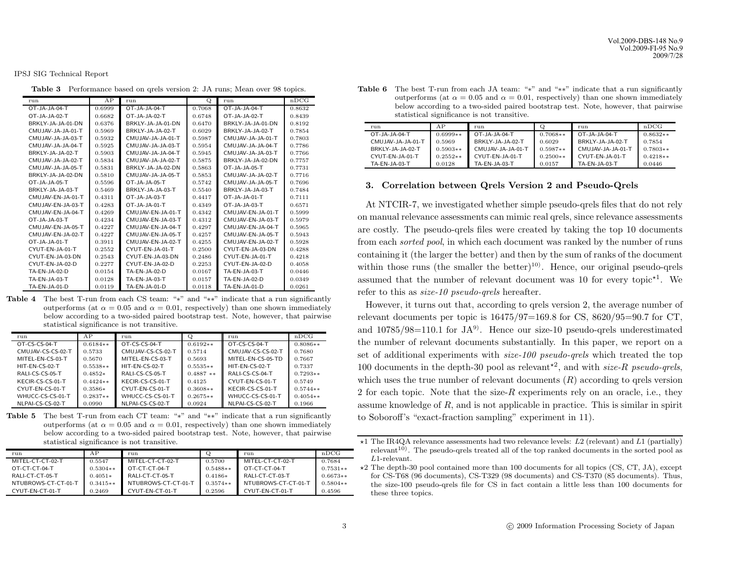**Table 3** Performance based on qrels version 2: JA runs; Mean over 98 topics.

| run | AP | run | Q | run | nDCG |
|---|---|---|---|---|---|
| OT-JA-JA-04-T | 0.6999 | OT-JA-JA-04-T | 0.7068 | OT-JA-JA-04-T | 0.8632 |
| OT-JA-JA-02-T | 0.6682 | OT-JA-JA-02-T | 0.6748 | OT-JA-JA-02-T | 0.8439 |
| BRKLY-JA-JA-01-DN | 0.6376 | BRKLY-JA-JA-01-DN | 0.6470 | BRKLY-JA-JA-01-DN | 0.8192 |
| CMUJAV-JA-JA-01-T | 0.5969 | BRKLY-JA-JA-02-T | 0.6029 | BRKLY-JA-JA-02-T | 0.7854 |
| CMUJAV-JA-JA-03-T | 0.5932 | CMUJAV-JA-JA-01-T | 0.5987 | CMUJAV-JA-JA-01-T | 0.7803 |
| CMUJAV-JA-JA-04-T | 0.5925 | CMUJAV-JA-JA-03-T | 0.5954 | CMUJAV-JA-JA-04-T | 0.7786 |
| BRKLY-JA-JA-02-T | 0.5903 | CMUJAV-JA-JA-04-T | 0.5945 | CMUJAV-JA-JA-03-T | 0.7766 |
| CMUJAV-JA-JA-02-T | 0.5834 | CMUJAV-JA-JA-02-T | 0.5875 | BRKLY-JA-JA-02-DN | 0.7757 |
| CMUJAV-JA-JA-05-T | 0.5831 | BRKLY-JA-JA-02-DN | 0.5863 | OT-JA-JA-05-T | 0.7731 |
| BRKLY-JA-JA-02-DN | 0.5810 | CMUJAV-JA-JA-05-T | 0.5853 | CMUJAV-JA-JA-02-T | 0.7716 |
| OT-JA-JA-05-T | 0.5596 | OT-JA-JA-05-T | 0.5742 | CMUJAV-JA-JA-05-T | 0.7696 |
| BRKLY-JA-JA-03-T | 0.5469 | BRKLY-JA-JA-03-T | 0.5540 | BRKLY-JA-JA-03-T | 0.7484 |
| CMUJAV-EN-JA-01-T | 0.4311 | OT-JA-JA-03-T | 0.4417 | OT-JA-JA-01-T | 0.7111 |
| CMUJAV-EN-JA-03-T | 0.4283 | OT-JA-JA-01-T | 0.4349 | OT-JA-JA-03-T | 0.6571 |
| CMUJAV-EN-JA-04-T | 0.4269 | CMUJAV-EN-JA-01-T | 0.4342 | CMUJAV-EN-JA-01-T | 0.5999 |
| OT-JA-JA-03-T | 0.4234 | CMUJAV-EN-JA-03-T | 0.4312 | CMUJAV-EN-JA-03-T | 0.5979 |
| CMUJAV-EN-JA-05-T | 0.4227 | CMUJAV-EN-JA-04-T | 0.4297 | CMUJAV-EN-JA-04-T | 0.5965 |
| CMUJAV-EN-JA-02-T | 0.4227 | CMUJAV-EN-JA-05-T | 0.4257 | CMUJAV-EN-JA-05-T | 0.5943 |
| OT-JA-JA-01-T | 0.3911 | CMUJAV-EN-JA-02-T | 0.4255 | CMUJAV-EN-JA-02-T | 0.5928 |
| CYUT-EN-JA-01-T | 0.2552 | CYUT-EN-JA-01-T | 0.2500 | CYUT-EN-JA-03-DN | 0.4288 |
| CYUT-EN-JA-03-DN | 0.2543 | CYUT-EN-JA-03-DN | 0.2486 | CYUT-EN-JA-01-T | 0.4218 |
| CYUT-EN-JA-02-D | 0.2277 | CYUT-EN-JA-02-D | 0.2253 | CYUT-EN-JA-02-D | 0.4058 |
| TA-EN-JA-02-D | 0.0154 | TA-EN-JA-02-D | 0.0167 | TA-EN-JA-03-T | 0.0446 |
| TA-EN-JA-03-T | 0.0128 | TA-EN-JA-03-T | 0.0157 | TA-EN-JA-02-D | 0.0349 |
| TA-EN-JA-01-D | 0.0119 | TA-EN-JA-01-D | 0.0118 | TA-EN-JA-01-D | 0.0261 |

**Table 4** The best T-run from each CS team: "*" and "**" indicate that a run significantly outperforms (at $\alpha = 0.05$ and $\alpha = 0.01$, respectively) than one shown immediately below according to a two-sided paired bootstrap test. Note, however, that pairwise statistical significance is not transitive.

| run | AP | run | Q | run | nDCG |
|---|---|---|---|---|---|
| OT-CS-CS-04-T | 0.6184** | OT-CS-CS-04-T | 0.6192** | OT-CS-CS-04-T | 0.8086** |
| CMUJAV-CS-CS-02-T | 0.5733 | CMUJAV-CS-CS-02-T | 0.5714 | CMUJAV-CS-CS-02-T | 0.7680 |
| MITEL-EN-CS-03-T | 0.5670 | MITEL-EN-CS-03-T | 0.5693 | MITEL-EN-CS-05-TD | 0.7667 |
| HIT-EN-CS-02-T | 0.5538** | HIT-EN-CS-02-T | 0.5535** | HIT-EN-CS-02-T | 0.7337 |
| RALI-CS-CS-05-T | 0.4852* | RALI-CS-CS-05-T | 0.4887 ** | RALI-CS-CS-04-T | 0.7293** |
| KECIR-CS-CS-01-T | 0.4424** | KECIR-CS-CS-01-T | 0.4125 | CYUT-EN-CS-01-T | 0.5749 |
| CYUT-EN-CS-01-T | 0.3586* | CYUT-EN-CS-01-T | 0.3608** | KECIR-CS-CS-01-T | 0.5744** |
| WHUCC-CS-CS-01-T | 0.2837** | WHUCC-CS-CS-01-T | 0.2675** | WHUCC-CS-CS-01-T | 0.4054** |
| NLPAI-CS-CS-02-T | 0.0990 | NLPAI-CS-CS-02-T | 0.0924 | NLPAI-CS-CS-02-T | 0.1966 |

**Table 5** The best T-run from each CT team: "*" and "**" indicate that a run significantly outperforms (at $\alpha = 0.05$ and $\alpha = 0.01$, respectively) than one shown immediately below according to a two-sided paired bootstrap test. Note, however, that pairwise statistical significance is not transitive.

| run | AP | run | Q | run | nDCG |
|---|---|---|---|---|---|
| MITEL-CT-CT-02-T | 0.5547 | MITEL-CT-CT-02-T | 0.5700 | MITEL-CT-CT-02-T | 0.7684 |
| OT-CT-CT-04-T | 0.5304** | OT-CT-CT-04-T | 0.5488** | OT-CT-CT-04-T | 0.7531** |
| RALI-CT-CT-05-T | 0.4051* | RALI-CT-CT-05-T | 0.4186* | RALI-CT-CT-03-T | 0.6673** |
| NTUBROWS-CT-CT-01-T | 0.3415** | NTUBROWS-CT-CT-01-T | 0.3574** | NTUBROWS-CT-CT-01-T | 0.5804** |
| CYUT-EN-CT-01-T | 0.2469 | CYUT-EN-CT-01-T | 0.2596 | CYUT-EN-CT-01-T | 0.4596 |

**Table 6** The best T-run from each JA team: "*" and "**" indicate that a run significantly outperforms (at $\alpha = 0.05$ and $\alpha = 0.01$, respectively) than one shown immediately below according to a two-sided paired bootstrap test. Note, however, that pairwise statistical significance is not transitive.

| run | AP | run | Q | run | nDCG |
|---|---|---|---|---|---|
| OT-JA-JA-04-T | 0.6999** | OT-JA-JA-04-T | 0.7068** | OT-JA-JA-04-T | 0.8632** |
| CMUJAV-JA-JA-01-T | 0.5969 | BRKLY-JA-JA-02-T | 0.6029 | BRKLY-JA-JA-02-T | 0.7854 |
| BRKLY-JA-JA-02-T | 0.5903** | CMUJAV-JA-JA-01-T | 0.5987** | CMUJAV-JA-JA-01-T | 0.7803** |
| CYUT-EN-JA-01-T | 0.2552** | CYUT-EN-JA-01-T | 0.2500** | CYUT-EN-JA-01-T | 0.4218** |
| TA-EN-JA-03-T | 0.0128 | TA-EN-JA-03-T | 0.0157 | TA-EN-JA-03-T | 0.0446 |

## 3. Correlation between Qrels Version 2 and Pseudo-Qrels

At NTCIR-7, we investigated whether simple pseudo-qrels files that do not rely on manual relevance assessments can mimic real qrels, since relevance assessments are costly. The pseudo-qrels files were created by taking the top 10 documents from each *sorted pool*, in which each document was ranked by the number of runs containing it (the larger the better) and then by the sum of ranks of the document within those runs (the smaller the better)[10]. Hence, our original pseudo-qrels assumed that the number of relevant document was 10 for every topic[⋆1]. We refer to this as *size-10 pseudo-qrels* hereafter.

However, it turns out that, according to qrels version 2, the average number of relevant documents per topic is 16475/97=169.8 for CS, 8620/95=90.7 for CT, and 10785/98=110.1 for JA[9]. Hence our size-10 pseudo-qrels underestimated the number of relevant documents substantially. In this paper, we report on a set of additional experiments with *size-100 pseudo-qrels* which treated the top 100 documents in the depth-30 pool as relevant[⋆2], and with *size-R pseudo-qrels*, which uses the true number of relevant documents ($R$) according to qrels version 2 for each topic. Note that the size-$R$ experiments rely on an oracle, i.e., they assume knowledge of $R$, and is not applicable in practice. This is similar in spirit to Soboroff's "exact-fraction sampling" experiment in 11).

⋆1 The IR4QA relevance assessments had two relevance levels: $L2$ (relevant) and $L1$ (partially) relevant[10]. The pseudo-qrels treated all of the top ranked documents in the sorted pool as $L1$-relevant.

⋆2 The depth-30 pool contained more than 100 documents for all topics (CS, CT, JA), except for CS-T68 (96 documents), CS-T329 (98 documents) and CS-T370 (85 documents). Thus, the size-100 pseudo-qrels file for CS in fact contain a little less than 100 documents for these three topics.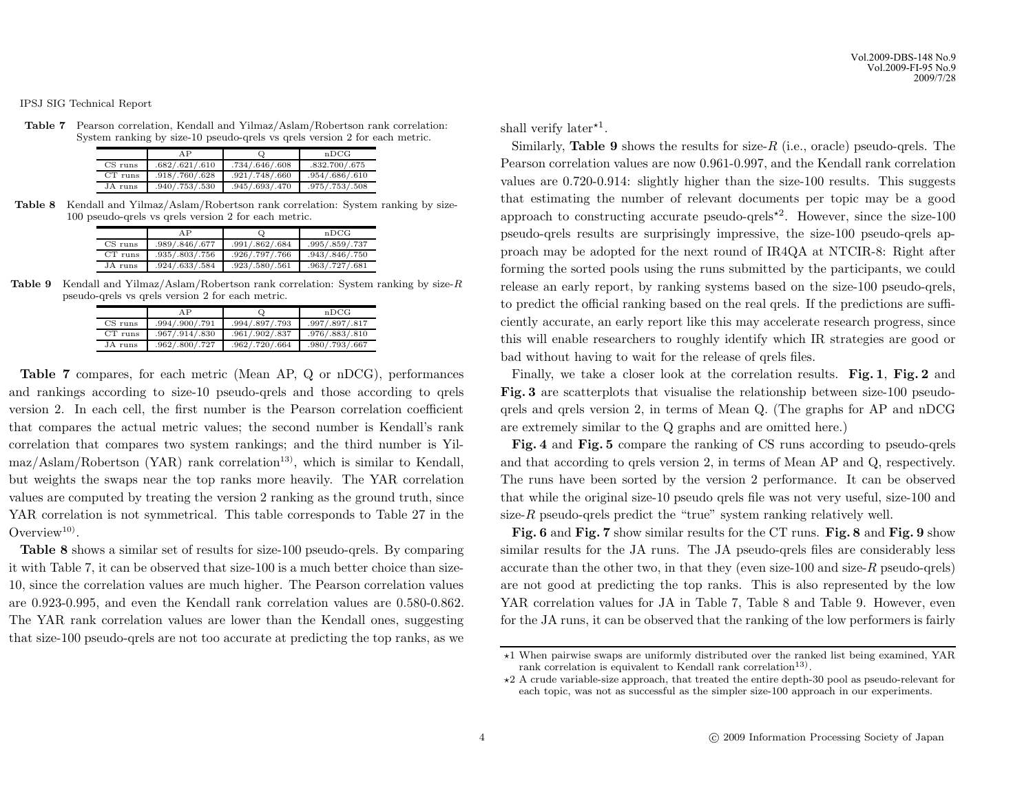**Table 7** Pearson correlation, Kendall and Yilmaz/Aslam/Robertson rank correlation: System ranking by size-10 pseudo-qrels vs qrels version 2 for each metric.

| | AP | Q | nDCG |
|---|---|---|---|
| CS runs | .682/.621/.610 | .734/.646/.608 | .832.700/.675 |
| CT runs | .918/.760/.628 | .921/.748/.660 | .954/.686/.610 |
| JA runs | .940/.753/.530 | .945/.693/.470 | .975/.753/.508 |

**Table 8** Kendall and Yilmaz/Aslam/Robertson rank correlation: System ranking by size-100 pseudo-qrels vs qrels version 2 for each metric.

| | AP | Q | nDCG |
|---|---|---|---|
| CS runs | .989/.846/.677 | .991/.862/.684 | .995/.859/.737 |
| CT runs | .935/.803/.756 | .926/.797/.766 | .943/.846/.750 |
| JA runs | .924/.633/.584 | .923/.580/.561 | .963/.727/.681 |

**Table 9** Kendall and Yilmaz/Aslam/Robertson rank correlation: System ranking by size-$R$ pseudo-qrels vs qrels version 2 for each metric.

| | AP | Q | nDCG |
|---|---|---|---|
| CS runs | .994/.900/.791 | .994/.897/.793 | .997/.897/.817 |
| CT runs | .967/.914/.830 | .961/.902/.837 | .976/.883/.810 |
| JA runs | .962/.800/.727 | .962/.720/.664 | .980/.793/.667 |

**Table 7** compares, for each metric (Mean AP, Q or nDCG), performances and rankings according to size-10 pseudo-qrels and those according to qrels version 2. In each cell, the first number is the Pearson correlation coefficient that compares the actual metric values; the second number is Kendall's rank correlation that compares two system rankings; and the third number is Yilmaz/Aslam/Robertson (YAR) rank correlation[13], which is similar to Kendall, but weights the swaps near the top ranks more heavily. The YAR correlation values are computed by treating the version 2 ranking as the ground truth, since YAR correlation is not symmetrical. This table corresponds to Table 27 in the Overview[10].

**Table 8** shows a similar set of results for size-100 pseudo-qrels. By comparing it with Table 7, it can be observed that size-100 is a much better choice than size-10, since the correlation values are much higher. The Pearson correlation values are 0.923-0.995, and even the Kendall rank correlation values are 0.580-0.862. The YAR rank correlation values are lower than the Kendall ones, suggesting that size-100 pseudo-qrels are not too accurate at predicting the top ranks, as we shall verify later[⋆1].

Similarly, **Table 9** shows the results for size-$R$ (i.e., oracle) pseudo-qrels. The Pearson correlation values are now 0.961-0.997, and the Kendall rank correlation values are 0.720-0.914: slightly higher than the size-100 results. This suggests that estimating the number of relevant documents per topic may be a good approach to constructing accurate pseudo-qrels[⋆2]. However, since the size-100 pseudo-qrels results are surprisingly impressive, the size-100 pseudo-qrels approach may be adopted for the next round of IR4QA at NTCIR-8: Right after forming the sorted pools using the runs submitted by the participants, we could release an early report, by ranking systems based on the size-100 pseudo-qrels, to predict the official ranking based on the real qrels. If the predictions are sufficiently accurate, an early report like this may accelerate research progress, since this will enable researchers to roughly identify which IR strategies are good or bad without having to wait for the release of qrels files.

Finally, we take a closer look at the correlation results. **Fig. 1**, **Fig. 2** and **Fig. 3** are scatterplots that visualise the relationship between size-100 pseudo-qrels and qrels version 2, in terms of Mean Q. (The graphs for AP and nDCG are extremely similar to the Q graphs and are omitted here.)

**Fig. 4** and **Fig. 5** compare the ranking of CS runs according to pseudo-qrels and that according to qrels version 2, in terms of Mean AP and Q, respectively. The runs have been sorted by the version 2 performance. It can be observed that while the original size-10 pseudo qrels file was not very useful, size-100 and size-$R$ pseudo-qrels predict the "true" system ranking relatively well.

**Fig. 6** and **Fig. 7** show similar results for the CT runs. **Fig. 8** and **Fig. 9** show similar results for the JA runs. The JA pseudo-qrels files are considerably less accurate than the other two, in that they (even size-100 and size-$R$ pseudo-qrels) are not good at predicting the top ranks. This is also represented by the low YAR correlation values for JA in Table 7, Table 8 and Table 9. However, even for the JA runs, it can be observed that the ranking of the low performers is fairly

⋆1 When pairwise swaps are uniformly distributed over the ranked list being examined, YAR rank correlation is equivalent to Kendall rank correlation[13].

⋆2 A crude variable-size approach, that treated the entire depth-30 pool as pseudo-relevant for each topic, was not as successful as the simpler size-100 approach in our experiments.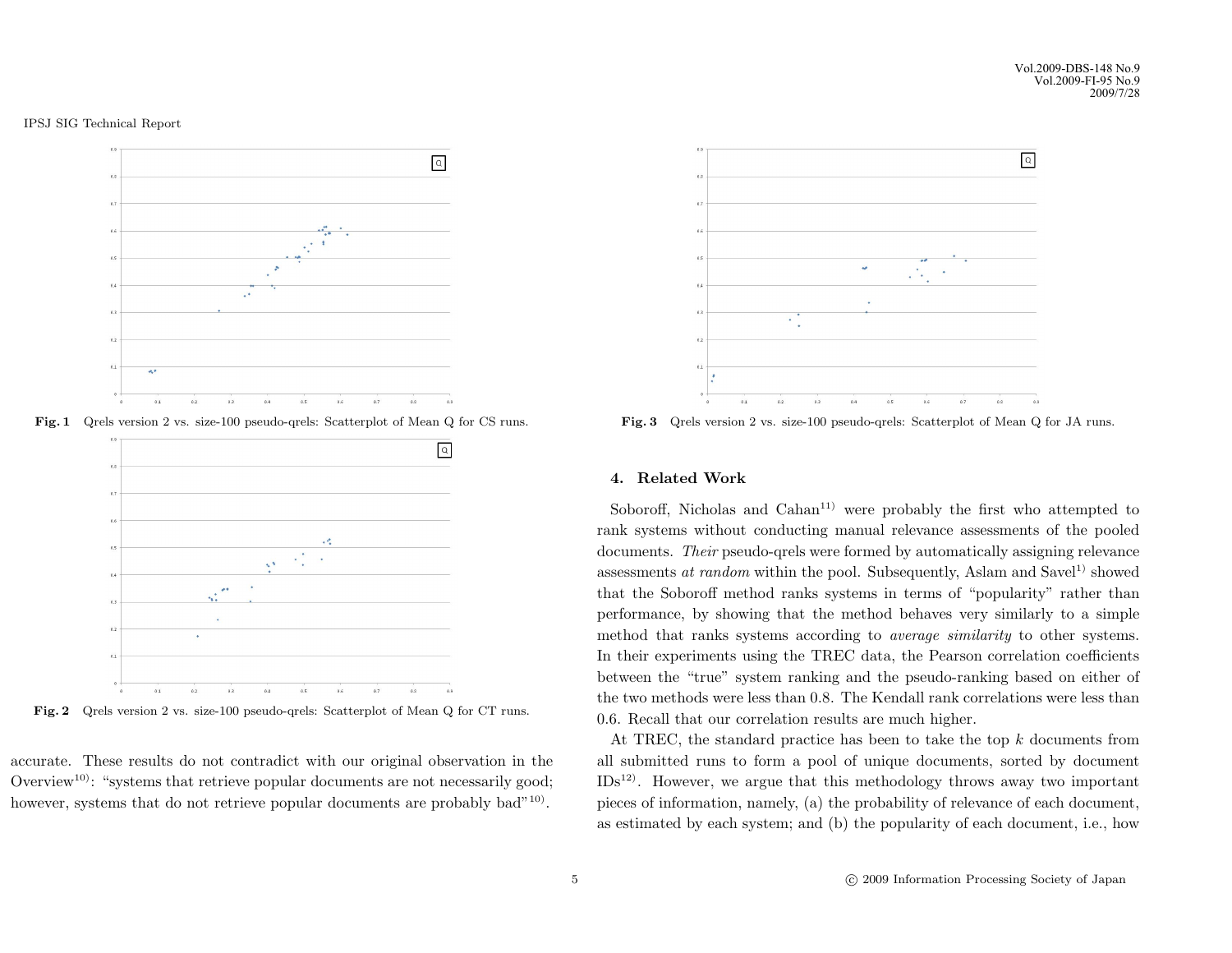Fig. 1 Qrels version 2 vs. size-100 pseudo-qrels: Scatterplot of Mean Q for CS runs.

Fig. 2 Qrels version 2 vs. size-100 pseudo-qrels: Scatterplot of Mean Q for CT runs.

accurate. These results do not contradict with our original observation in the Overview[10]: "systems that retrieve popular documents are not necessarily good; however, systems that do not retrieve popular documents are probably bad"[10].

Fig. 3 Qrels version 2 vs. size-100 pseudo-qrels: Scatterplot of Mean Q for JA runs.

## 4. Related Work

Soboroff, Nicholas and Cahan[11] were probably the first who attempted to rank systems without conducting manual relevance assessments of the pooled documents. *Their* pseudo-qrels were formed by automatically assigning relevance assessments *at random* within the pool. Subsequently, Aslam and Savel[1] showed that the Soboroff method ranks systems in terms of "popularity" rather than performance, by showing that the method behaves very similarly to a simple method that ranks systems according to *average similarity* to other systems. In their experiments using the TREC data, the Pearson correlation coefficients between the "true" system ranking and the pseudo-ranking based on either of the two methods were less than 0.8. The Kendall rank correlations were less than 0.6. Recall that our correlation results are much higher.

At TREC, the standard practice has been to take the top $k$ documents from all submitted runs to form a pool of unique documents, sorted by document IDs[12]. However, we argue that this methodology throws away two important pieces of information, namely, (a) the probability of relevance of each document, as estimated by each system; and (b) the popularity of each document, i.e., how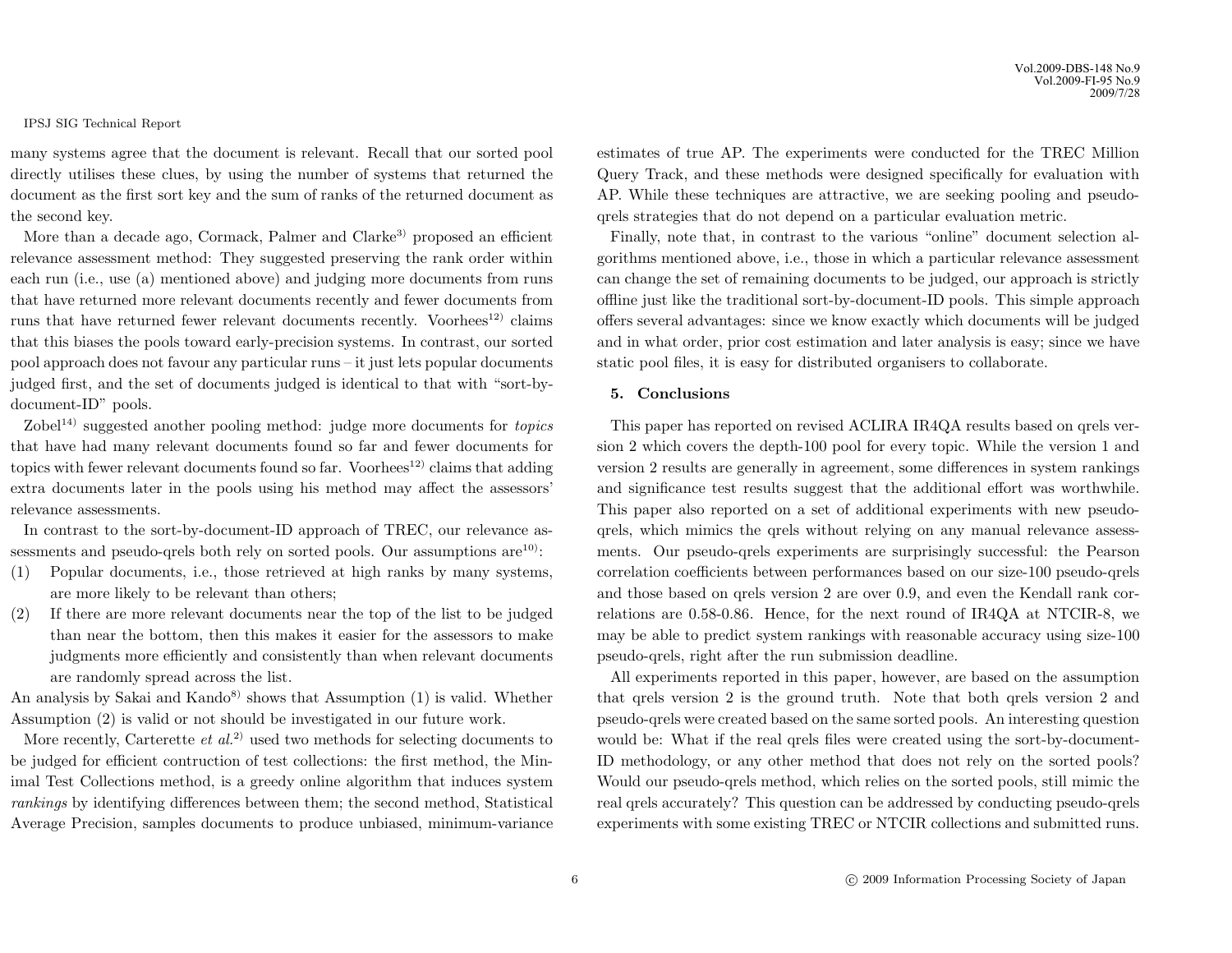many systems agree that the document is relevant. Recall that our sorted pool directly utilises these clues, by using the number of systems that returned the document as the first sort key and the sum of ranks of the returned document as the second key.

More than a decade ago, Cormack, Palmer and Clarke[3] proposed an efficient relevance assessment method: They suggested preserving the rank order within each run (i.e., use (a) mentioned above) and judging more documents from runs that have returned more relevant documents recently and fewer documents from runs that have returned fewer relevant documents recently. Voorhees[12] claims that this biases the pools toward early-precision systems. In contrast, our sorted pool approach does not favour any particular runs – it just lets popular documents judged first, and the set of documents judged is identical to that with "sort-by-document-ID" pools.

Zobel[14] suggested another pooling method: judge more documents for *topics* that have had many relevant documents found so far and fewer documents for topics with fewer relevant documents found so far. Voorhees[12] claims that adding extra documents later in the pools using his method may affect the assessors' relevance assessments.

In contrast to the sort-by-document-ID approach of TREC, our relevance assessments and pseudo-qrels both rely on sorted pools. Our assumptions are[10]:

(1) Popular documents, i.e., those retrieved at high ranks by many systems, are more likely to be relevant than others;

(2) If there are more relevant documents near the top of the list to be judged than near the bottom, then this makes it easier for the assessors to make judgments more efficiently and consistently than when relevant documents are randomly spread across the list.

An analysis by Sakai and Kando[8] shows that Assumption (1) is valid. Whether Assumption (2) is valid or not should be investigated in our future work.

More recently, Carterette *et al.*[2] used two methods for selecting documents to be judged for efficient contruction of test collections: the first method, the Minimal Test Collections method, is a greedy online algorithm that induces system *rankings* by identifying differences between them; the second method, Statistical Average Precision, samples documents to produce unbiased, minimum-variance estimates of true AP. The experiments were conducted for the TREC Million Query Track, and these methods were designed specifically for evaluation with AP. While these techniques are attractive, we are seeking pooling and pseudo-qrels strategies that do not depend on a particular evaluation metric.

Finally, note that, in contrast to the various "online" document selection algorithms mentioned above, i.e., those in which a particular relevance assessment can change the set of remaining documents to be judged, our approach is strictly offline just like the traditional sort-by-document-ID pools. This simple approach offers several advantages: since we know exactly which documents will be judged and in what order, prior cost estimation and later analysis is easy; since we have static pool files, it is easy for distributed organisers to collaborate.

## 5. Conclusions

This paper has reported on revised ACLIRA IR4QA results based on qrels version 2 which covers the depth-100 pool for every topic. While the version 1 and version 2 results are generally in agreement, some differences in system rankings and significance test results suggest that the additional effort was worthwhile. This paper also reported on a set of additional experiments with new pseudo-qrels, which mimics the qrels without relying on any manual relevance assessments. Our pseudo-qrels experiments are surprisingly successful: the Pearson correlation coefficients between performances based on our size-100 pseudo-qrels and those based on qrels version 2 are over 0.9, and even the Kendall rank correlations are 0.58-0.86. Hence, for the next round of IR4QA at NTCIR-8, we may be able to predict system rankings with reasonable accuracy using size-100 pseudo-qrels, right after the run submission deadline.

All experiments reported in this paper, however, are based on the assumption that qrels version 2 is the ground truth. Note that both qrels version 2 and pseudo-qrels were created based on the same sorted pools. An interesting question would be: What if the real qrels files were created using the sort-by-document-ID methodology, or any other method that does not rely on the sorted pools? Would our pseudo-qrels method, which relies on the sorted pools, still mimic the real qrels accurately? This question can be addressed by conducting pseudo-qrels experiments with some existing TREC or NTCIR collections and submitted runs.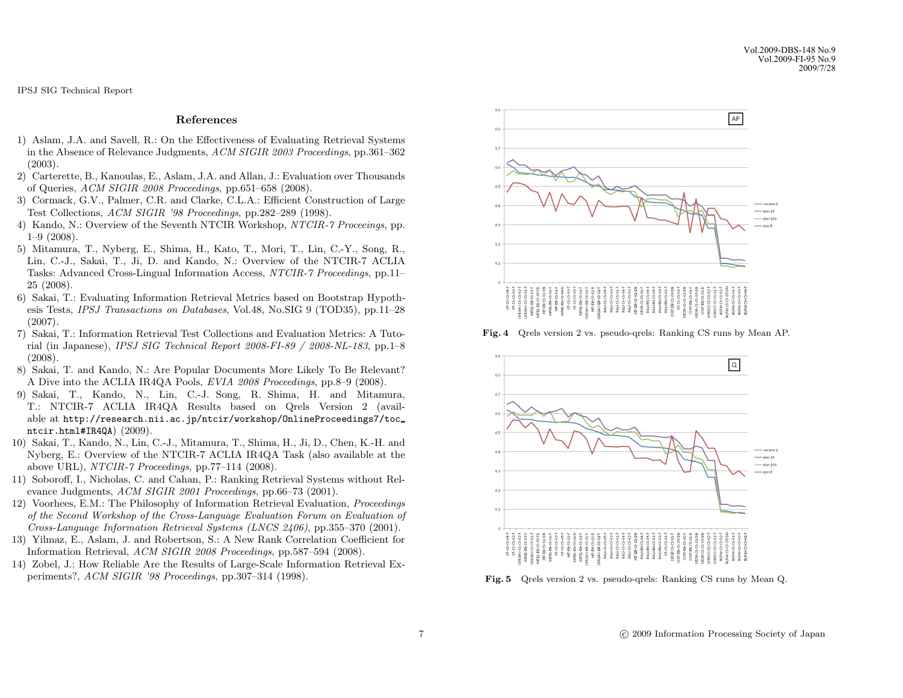## References

1) Aslam, J.A. and Savell, R.: On the Effectiveness of Evaluating Retrieval Systems in the Absence of Relevance Judgments, *ACM SIGIR 2003 Proceedings*, pp.361–362 (2003).
2) Carterette, B., Kanoulas, E., Aslam, J.A. and Allan, J.: Evaluation over Thousands of Queries, *ACM SIGIR 2008 Proceedings*, pp.651–658 (2008).
3) Cormack, G.V., Palmer, C.R. and Clarke, C.L.A.: Efficient Construction of Large Test Collections, *ACM SIGIR '98 Proceedings*, pp.282–289 (1998).
4) Kando, N.: Overview of the Seventh NTCIR Workshop, *NTCIR-7 Proceeings*, pp. 1–9 (2008).
5) Mitamura, T., Nyberg, E., Shima, H., Kato, T., Mori, T., Lin, C.-Y., Song, R., Lin, C.-J., Sakai, T., Ji, D. and Kando, N.: Overview of the NTCIR-7 ACLIA Tasks: Advanced Cross-Lingual Information Access, *NTCIR-7 Proceedings*, pp.11–25 (2008).
6) Sakai, T.: Evaluating Information Retrieval Metrics based on Bootstrap Hypothesis Tests, *IPSJ Transactions on Databases*, Vol.48, No.SIG 9 (TOD35), pp.11–28 (2007).
7) Sakai, T.: Information Retrieval Test Collections and Evaluation Metrics: A Tutorial (in Japanese), *IPSJ SIG Technical Report 2008-FI-89 / 2008-NL-183*, pp.1–8 (2008).
8) Sakai, T. and Kando, N.: Are Popular Documents More Likely To Be Relevant? A Dive into the ACLIA IR4QA Pools, *EVIA 2008 Proceedings*, pp.8–9 (2008).
9) Sakai, T., Kando, N., Lin, C.-J. Song, R. Shima, H. and Mitamura, T.: NTCIR-7 ACLIA IR4QA Results based on Qrels Version 2 (available at `http://research.nii.ac.jp/ntcir/workshop/OnlineProceedings7/toc_ntcir.html#IR4QA`) (2009).
10) Sakai, T., Kando, N., Lin, C.-J., Mitamura, T., Shima, H., Ji, D., Chen, K.-H. and Nyberg, E.: Overview of the NTCIR-7 ACLIA IR4QA Task (also available at the above URL), *NTCIR-7 Proceedings*, pp.77–114 (2008).
11) Soboroff, I., Nicholas, C. and Cahan, P.: Ranking Retrieval Systems without Relevance Judgments, *ACM SIGIR 2001 Proceedings*, pp.66–73 (2001).
12) Voorhees, E.M.: The Philosophy of Information Retrieval Evaluation, *Proceedings of the Second Workshop of the Cross-Language Evaluation Forum on Evaluation of Cross-Language Information Retrieval Systems (LNCS 2406)*, pp.355–370 (2001).
13) Yilmaz, E., Aslam, J. and Robertson, S.: A New Rank Correlation Coefficient for Information Retrieval, *ACM SIGIR 2008 Proceedings*, pp.587–594 (2008).
14) Zobel, J.: How Reliable Are the Results of Large-Scale Information Retrieval Experiments?, *ACM SIGIR '98 Proceedings*, pp.307–314 (1998).

**Fig. 4** Qrels version 2 vs. pseudo-qrels: Ranking CS runs by Mean AP.

**Fig. 5** Qrels version 2 vs. pseudo-qrels: Ranking CS runs by Mean Q.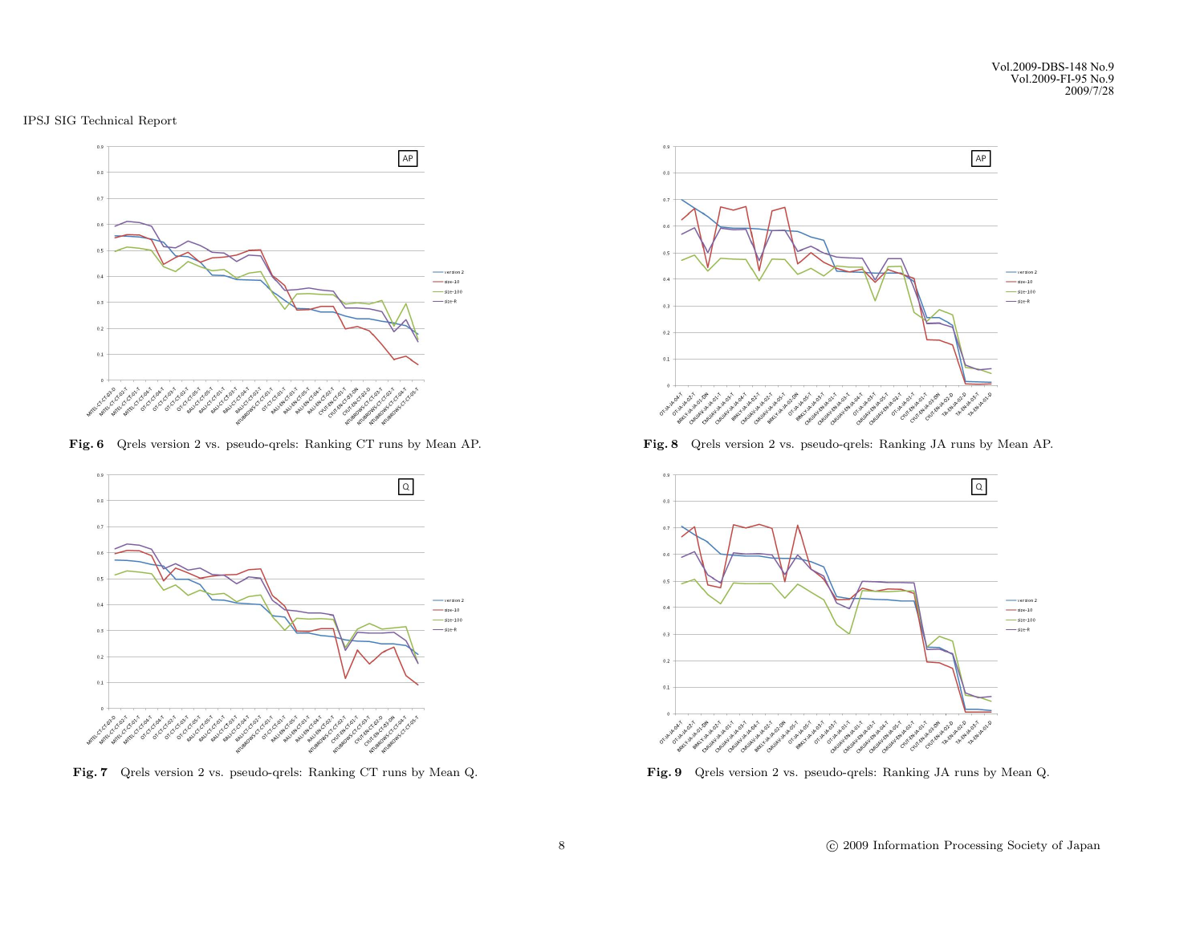AP

0.9
0.8
0.7
0.6
0.5
0.4
0.3
0.2
0.1
0

version 2
size-10
size-100
size-R

MITEL-CT-CT-03-D MITEL-CT-CT-02-T MITEL-CT-CT-01-T MITEL-CT-CT-04-T OT-CT-CT-04-T OT-CT-CT-03-T OT-CT-CT-02-T OT-CT-CT-05-T RALI-CT-CT-05-T RALI-CT-CT-01-T RALI-CT-CT-03-T RALI-CT-CT-04-T RALI-CT-CT-02-T NTUBROWS-CT-CT-01-T OT-CT-CT-01-T RALI-EN-CT-01-T RALI-EN-CT-05-T RALI-EN-CT-04-T RALI-EN-CT-02-T CYUT-EN-CT-01-T CYUT-EN-CT-03-DN NTUBROWS-CT-CT-03-T NTUBROWS-CT-CT-02-T NTUBROWS-CT-CT-04-T NTUBROWS-CT-CT-05-T

**Fig. 6** Qrels version 2 vs. pseudo-qrels: Ranking CT runs by Mean AP.

Q

0.9
0.8
0.7
0.6
0.5
0.4
0.3
0.2
0.1
0

version 2
size-10
size-100
size-R

**Fig. 7** Qrels version 2 vs. pseudo-qrels: Ranking CT runs by Mean Q.

AP

0.9
0.8
0.7
0.6
0.5
0.4
0.3
0.2
0.1
0

version 2
size-10
size-100
size-R

**Fig. 8** Qrels version 2 vs. pseudo-qrels: Ranking JA runs by Mean AP.

Q

0.9
0.8
0.7
0.6
0.5
0.4
0.3
0.2
0.1
0

version 2
size-10
size-100
size-R

**Fig. 9** Qrels version 2 vs. pseudo-qrels: Ranking JA runs by Mean Q.